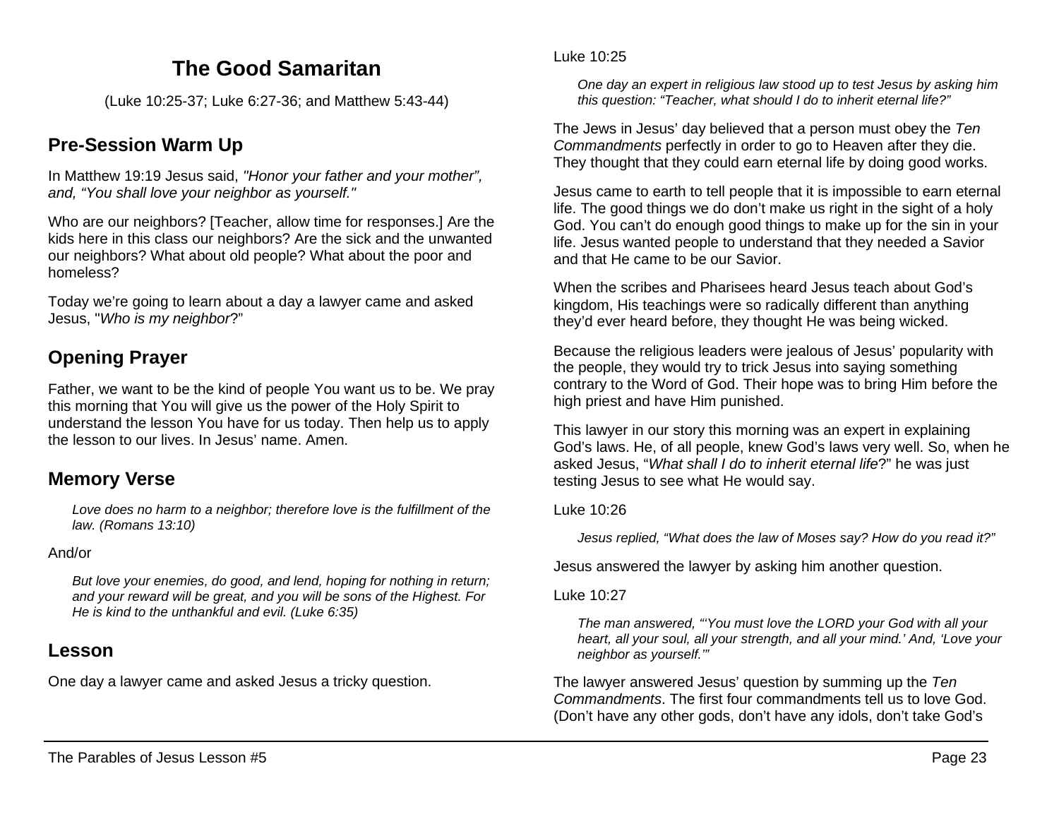# The Good Samaritan

(Luke 10:25-37; Luke 6:27-36; and Matthew 5:43-44)

## Pre-Session Warm Up

In Matthew 19:19 Jesus said, *"Honor your father and your mother", and, "You shall love your neighbor as yourself."*

Who are our neighbors? [Teacher, allow time for responses.] Are the kids here in this class our neighbors? Are the sick and the unwanted our neighbors? What about old people? What about the poor and homeless?

Today we're going to learn about a day a lawyer came and asked Jesus, "*Who is my neighbor*?"

## Opening Prayer

Father, we want to be the kind of people You want us to be. We pray this morning that You will give us the power of the Holy Spirit to understand the lesson You have for us today. Then help us to apply the lesson to our lives. In Jesus' name. Amen.

## Memory Verse

> *Love does no harm to a neighbor; therefore love is the fulfillment of the law. (Romans 13:10)*

And/or

> *But love your enemies, do good, and lend, hoping for nothing in return; and your reward will be great, and you will be sons of the Highest. For He is kind to the unthankful and evil. (Luke 6:35)*

## Lesson

One day a lawyer came and asked Jesus a tricky question.

Luke 10:25

> *One day an expert in religious law stood up to test Jesus by asking him this question: "Teacher, what should I do to inherit eternal life?"*

The Jews in Jesus' day believed that a person must obey the *Ten Commandments* perfectly in order to go to Heaven after they die. They thought that they could earn eternal life by doing good works.

Jesus came to earth to tell people that it is impossible to earn eternal life. The good things we do don't make us right in the sight of a holy God. You can't do enough good things to make up for the sin in your life. Jesus wanted people to understand that they needed a Savior and that He came to be our Savior.

When the scribes and Pharisees heard Jesus teach about God's kingdom, His teachings were so radically different than anything they'd ever heard before, they thought He was being wicked.

Because the religious leaders were jealous of Jesus' popularity with the people, they would try to trick Jesus into saying something contrary to the Word of God. Their hope was to bring Him before the high priest and have Him punished.

This lawyer in our story this morning was an expert in explaining God's laws. He, of all people, knew God's laws very well. So, when he asked Jesus, "*What shall I do to inherit eternal life*?" he was just testing Jesus to see what He would say.

Luke 10:26

> *Jesus replied, "What does the law of Moses say? How do you read it?"*

Jesus answered the lawyer by asking him another question.

Luke 10:27

> *The man answered, "'You must love the LORD your God with all your heart, all your soul, all your strength, and all your mind.' And, 'Love your neighbor as yourself.'"*

The lawyer answered Jesus' question by summing up the *Ten Commandments*. The first four commandments tell us to love God. (Don't have any other gods, don't have any idols, don't take God's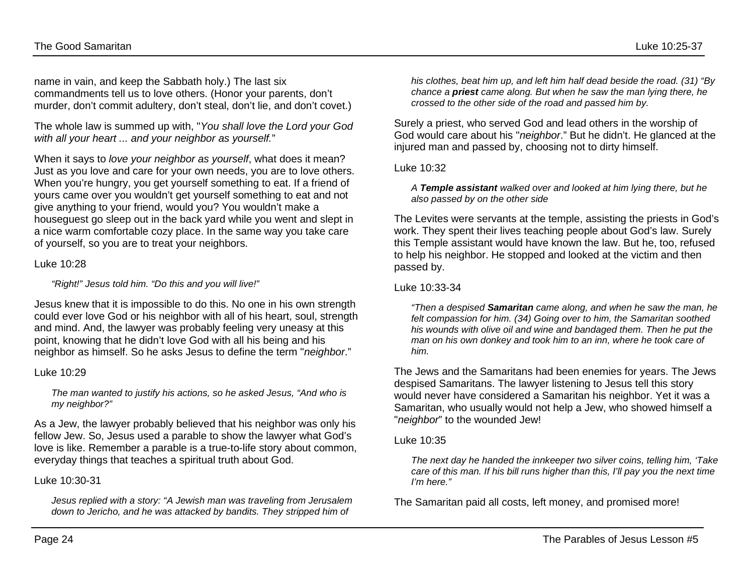name in vain, and keep the Sabbath holy.) The last six commandments tell us to love others. (Honor your parents, don't murder, don't commit adultery, don't steal, don't lie, and don't covet.)

The whole law is summed up with, "*You shall love the Lord your God with all your heart ... and your neighbor as yourself.*"

When it says to *love your neighbor as yourself*, what does it mean? Just as you love and care for your own needs, you are to love others. When you're hungry, you get yourself something to eat. If a friend of yours came over you wouldn't get yourself something to eat and not give anything to your friend, would you? You wouldn't make a houseguest go sleep out in the back yard while you went and slept in a nice warm comfortable cozy place. In the same way you take care of yourself, so you are to treat your neighbors.

Luke 10:28

> *"Right!" Jesus told him. "Do this and you will live!"*

Jesus knew that it is impossible to do this. No one in his own strength could ever love God or his neighbor with all of his heart, soul, strength and mind. And, the lawyer was probably feeling very uneasy at this point, knowing that he didn't love God with all his being and his neighbor as himself. So he asks Jesus to define the term "*neighbor*."

Luke 10:29

> *The man wanted to justify his actions, so he asked Jesus, "And who is my neighbor?"*

As a Jew, the lawyer probably believed that his neighbor was only his fellow Jew. So, Jesus used a parable to show the lawyer what God's love is like. Remember a parable is a true-to-life story about common, everyday things that teaches a spiritual truth about God.

Luke 10:30-31

> *Jesus replied with a story: "A Jewish man was traveling from Jerusalem down to Jericho, and he was attacked by bandits. They stripped him of his clothes, beat him up, and left him half dead beside the road. (31) "By chance a* ***priest*** *came along. But when he saw the man lying there, he crossed to the other side of the road and passed him by.*

Surely a priest, who served God and lead others in the worship of God would care about his "*neighbor*." But he didn't. He glanced at the injured man and passed by, choosing not to dirty himself.

Luke 10:32

> *A* ***Temple assistant*** *walked over and looked at him lying there, but he also passed by on the other side*

The Levites were servants at the temple, assisting the priests in God's work. They spent their lives teaching people about God's law. Surely this Temple assistant would have known the law. But he, too, refused to help his neighbor. He stopped and looked at the victim and then passed by.

Luke 10:33-34

> *"Then a despised* ***Samaritan*** *came along, and when he saw the man, he felt compassion for him. (34) Going over to him, the Samaritan soothed his wounds with olive oil and wine and bandaged them. Then he put the man on his own donkey and took him to an inn, where he took care of him.*

The Jews and the Samaritans had been enemies for years. The Jews despised Samaritans. The lawyer listening to Jesus tell this story would never have considered a Samaritan his neighbor. Yet it was a Samaritan, who usually would not help a Jew, who showed himself a "*neighbor*" to the wounded Jew!

Luke 10:35

> *The next day he handed the innkeeper two silver coins, telling him, 'Take care of this man. If his bill runs higher than this, I'll pay you the next time I'm here."*

The Samaritan paid all costs, left money, and promised more!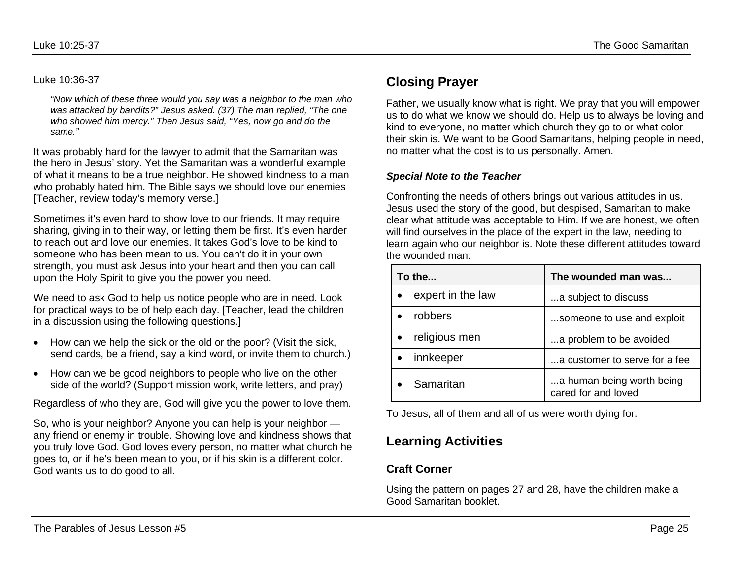Luke 10:36-37

> *"Now which of these three would you say was a neighbor to the man who was attacked by bandits?" Jesus asked. (37) The man replied, "The one who showed him mercy." Then Jesus said, "Yes, now go and do the same."*

It was probably hard for the lawyer to admit that the Samaritan was the hero in Jesus' story. Yet the Samaritan was a wonderful example of what it means to be a true neighbor. He showed kindness to a man who probably hated him. The Bible says we should love our enemies [Teacher, review today's memory verse.]

Sometimes it's even hard to show love to our friends. It may require sharing, giving in to their way, or letting them be first. It's even harder to reach out and love our enemies. It takes God's love to be kind to someone who has been mean to us. You can't do it in your own strength, you must ask Jesus into your heart and then you can call upon the Holy Spirit to give you the power you need.

We need to ask God to help us notice people who are in need. Look for practical ways to be of help each day. [Teacher, lead the children in a discussion using the following questions.]

- How can we help the sick or the old or the poor? (Visit the sick, send cards, be a friend, say a kind word, or invite them to church.)
- How can we be good neighbors to people who live on the other side of the world? (Support mission work, write letters, and pray)

Regardless of who they are, God will give you the power to love them.

So, who is your neighbor? Anyone you can help is your neighbor — any friend or enemy in trouble. Showing love and kindness shows that you truly love God. God loves every person, no matter what church he goes to, or if he's been mean to you, or if his skin is a different color. God wants us to do good to all.

## Closing Prayer

Father, we usually know what is right. We pray that you will empower us to do what we know we should do. Help us to always be loving and kind to everyone, no matter which church they go to or what color their skin is. We want to be Good Samaritans, helping people in need, no matter what the cost is to us personally. Amen.

### *Special Note to the Teacher*

Confronting the needs of others brings out various attitudes in us. Jesus used the story of the good, but despised, Samaritan to make clear what attitude was acceptable to Him. If we are honest, we often will find ourselves in the place of the expert in the law, needing to learn again who our neighbor is. Note these different attitudes toward the wounded man:

| To the... | The wounded man was... |
|---|---|
| • expert in the law | ...a subject to discuss |
| • robbers | ...someone to use and exploit |
| • religious men | ...a problem to be avoided |
| • innkeeper | ...a customer to serve for a fee |
| • Samaritan | ...a human being worth being cared for and loved |

To Jesus, all of them and all of us were worth dying for.

## Learning Activities

### Craft Corner

Using the pattern on pages 27 and 28, have the children make a Good Samaritan booklet.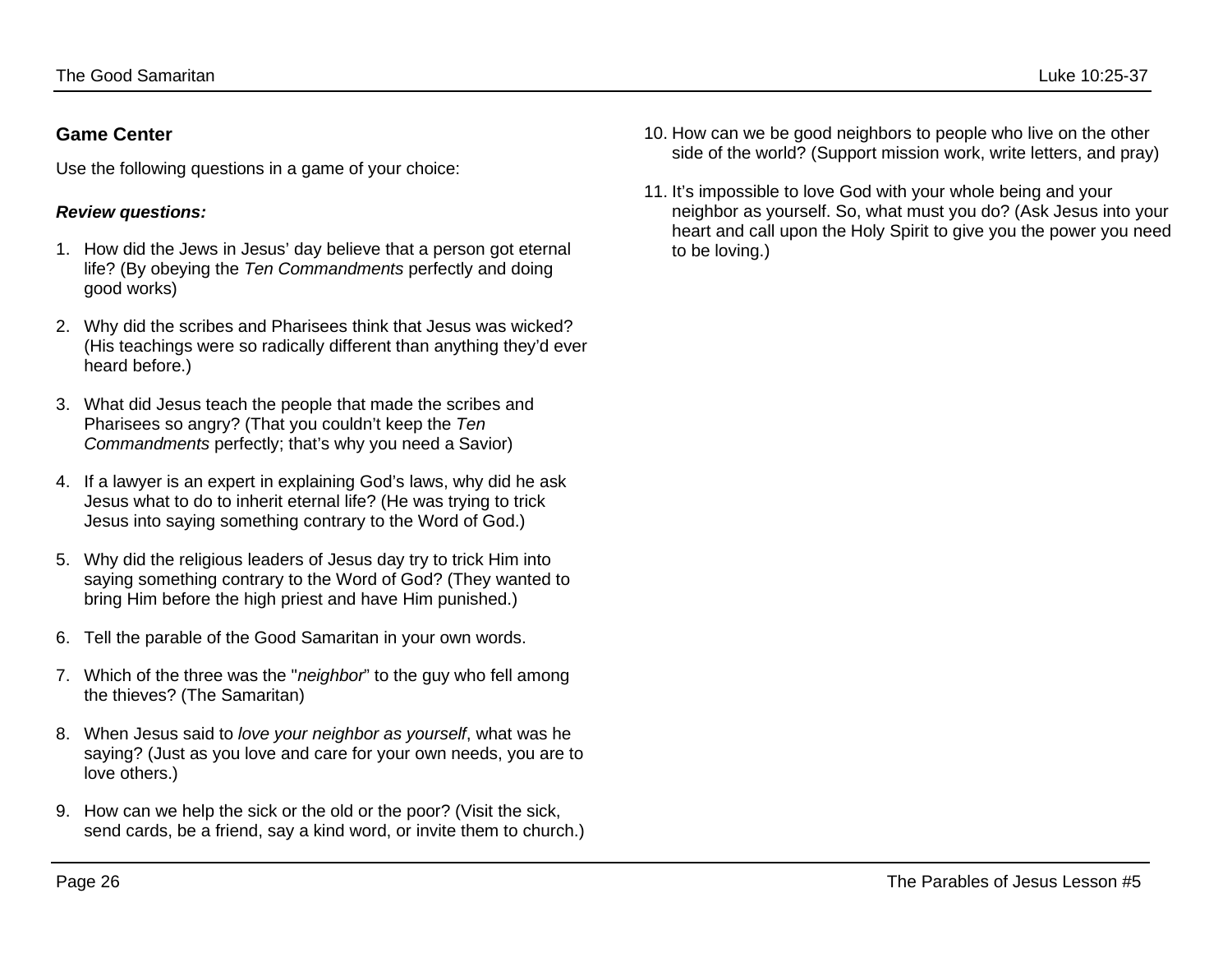## Game Center

Use the following questions in a game of your choice:

***Review questions:***

1. How did the Jews in Jesus' day believe that a person got eternal life? (By obeying the *Ten Commandments* perfectly and doing good works)

2. Why did the scribes and Pharisees think that Jesus was wicked? (His teachings were so radically different than anything they'd ever heard before.)

3. What did Jesus teach the people that made the scribes and Pharisees so angry? (That you couldn't keep the *Ten Commandments* perfectly; that's why you need a Savior)

4. If a lawyer is an expert in explaining God's laws, why did he ask Jesus what to do to inherit eternal life? (He was trying to trick Jesus into saying something contrary to the Word of God.)

5. Why did the religious leaders of Jesus day try to trick Him into saying something contrary to the Word of God? (They wanted to bring Him before the high priest and have Him punished.)

6. Tell the parable of the Good Samaritan in your own words.

7. Which of the three was the "*neighbor*" to the guy who fell among the thieves? (The Samaritan)

8. When Jesus said to *love your neighbor as yourself*, what was he saying? (Just as you love and care for your own needs, you are to love others.)

9. How can we help the sick or the old or the poor? (Visit the sick, send cards, be a friend, say a kind word, or invite them to church.)

10. How can we be good neighbors to people who live on the other side of the world? (Support mission work, write letters, and pray)

11. It's impossible to love God with your whole being and your neighbor as yourself. So, what must you do? (Ask Jesus into your heart and call upon the Holy Spirit to give you the power you need to be loving.)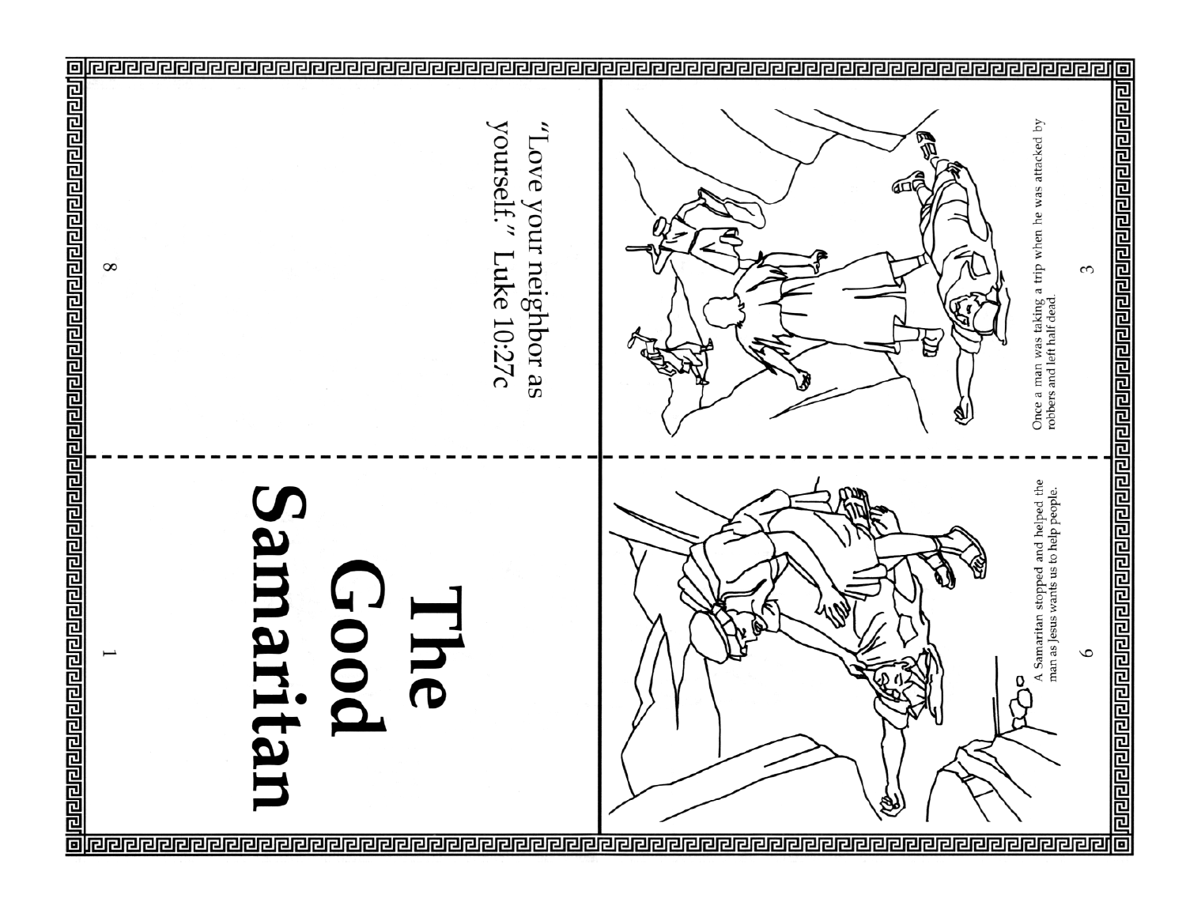# The Good Samaritan

"Love your neighbor as yourself." Luke 10:27c

Once a man was taking a trip when he was attacked by robbers and left half dead.

A Samaritan stopped and helped the man as Jesus wants us to help people.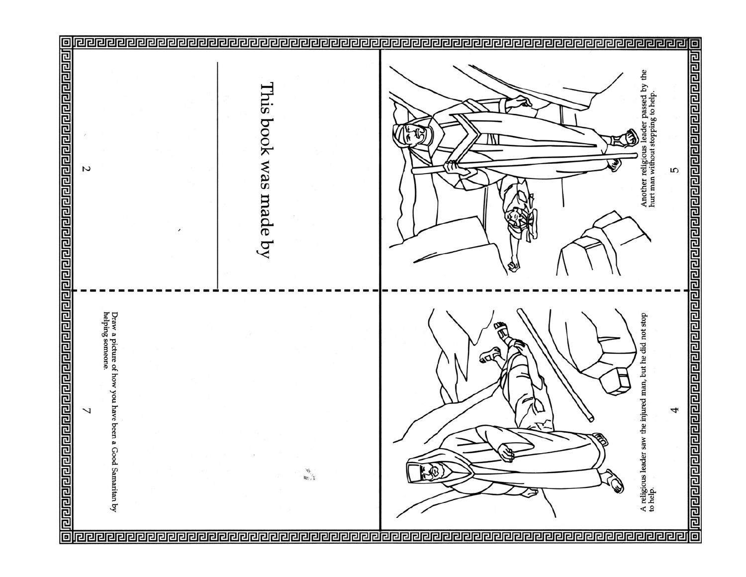A religious leader saw the injured man, but he did not stop to help.

Another religious leader passed by the hurt man without stopping to help.

This book was made by

_______________

Draw a picture of how you have been a Good Samaritan by helping someone.